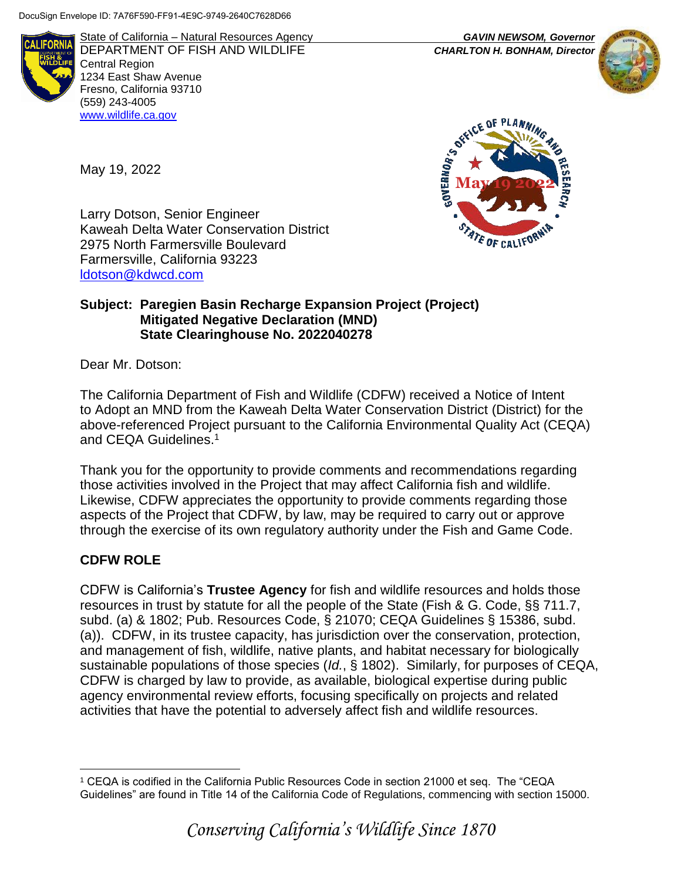DocuSign Envelope ID: 7A76F590-FF91-4E9C-9749-2640C7628D66

State of California – Natural Resources Agency
DEPARTMENT OF FISH AND WILDLIFE
Central Region
1234 East Shaw Avenue
Fresno, California 93710
(559) 243-4005
www.wildlife.ca.gov

***GAVIN NEWSOM, Governor***
***CHARLTON H. BONHAM, Director***

May 19, 2022

Larry Dotson, Senior Engineer
Kaweah Delta Water Conservation District
2975 North Farmersville Boulevard
Farmersville, California 93223
ldotson@kdwcd.com

**Subject: Paregien Basin Recharge Expansion Project (Project)**
**Mitigated Negative Declaration (MND)**
**State Clearinghouse No. 2022040278**

Dear Mr. Dotson:

The California Department of Fish and Wildlife (CDFW) received a Notice of Intent to Adopt an MND from the Kaweah Delta Water Conservation District (District) for the above-referenced Project pursuant to the California Environmental Quality Act (CEQA) and CEQA Guidelines.[1]

Thank you for the opportunity to provide comments and recommendations regarding those activities involved in the Project that may affect California fish and wildlife. Likewise, CDFW appreciates the opportunity to provide comments regarding those aspects of the Project that CDFW, by law, may be required to carry out or approve through the exercise of its own regulatory authority under the Fish and Game Code.

## CDFW ROLE

CDFW is California's **Trustee Agency** for fish and wildlife resources and holds those resources in trust by statute for all the people of the State (Fish & G. Code, §§ 711.7, subd. (a) & 1802; Pub. Resources Code, § 21070; CEQA Guidelines § 15386, subd. (a)). CDFW, in its trustee capacity, has jurisdiction over the conservation, protection, and management of fish, wildlife, native plants, and habitat necessary for biologically sustainable populations of those species (*Id.*, § 1802). Similarly, for purposes of CEQA, CDFW is charged by law to provide, as available, biological expertise during public agency environmental review efforts, focusing specifically on projects and related activities that have the potential to adversely affect fish and wildlife resources.

[1] CEQA is codified in the California Public Resources Code in section 21000 et seq. The "CEQA Guidelines" are found in Title 14 of the California Code of Regulations, commencing with section 15000.

*Conserving California's Wildlife Since 1870*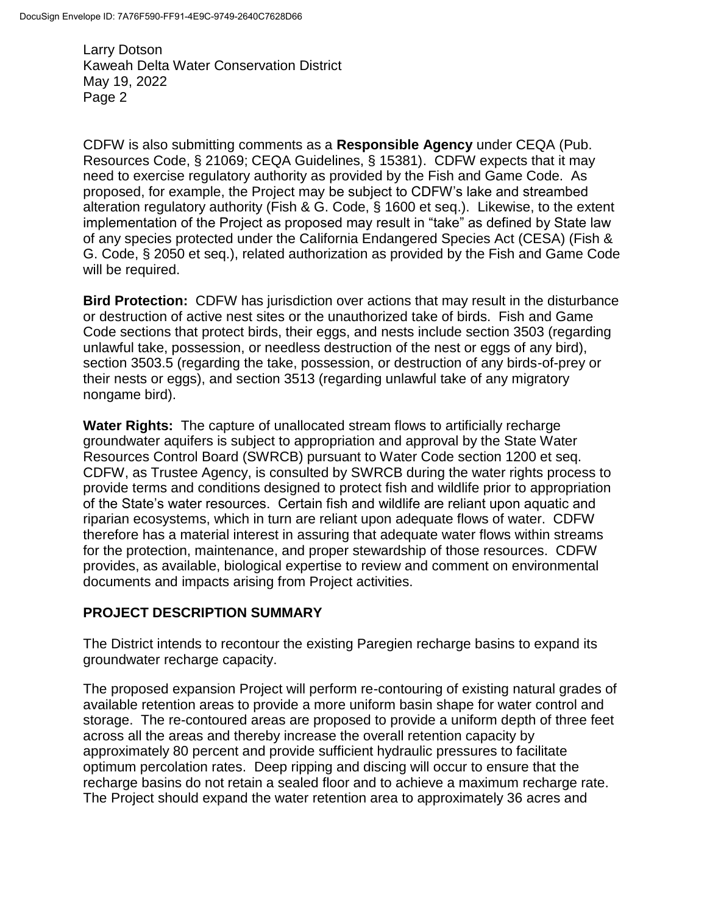CDFW is also submitting comments as a **Responsible Agency** under CEQA (Pub. Resources Code, § 21069; CEQA Guidelines, § 15381). CDFW expects that it may need to exercise regulatory authority as provided by the Fish and Game Code. As proposed, for example, the Project may be subject to CDFW's lake and streambed alteration regulatory authority (Fish & G. Code, § 1600 et seq.). Likewise, to the extent implementation of the Project as proposed may result in "take" as defined by State law of any species protected under the California Endangered Species Act (CESA) (Fish & G. Code, § 2050 et seq.), related authorization as provided by the Fish and Game Code will be required.

**Bird Protection:** CDFW has jurisdiction over actions that may result in the disturbance or destruction of active nest sites or the unauthorized take of birds. Fish and Game Code sections that protect birds, their eggs, and nests include section 3503 (regarding unlawful take, possession, or needless destruction of the nest or eggs of any bird), section 3503.5 (regarding the take, possession, or destruction of any birds-of-prey or their nests or eggs), and section 3513 (regarding unlawful take of any migratory nongame bird).

**Water Rights:** The capture of unallocated stream flows to artificially recharge groundwater aquifers is subject to appropriation and approval by the State Water Resources Control Board (SWRCB) pursuant to Water Code section 1200 et seq. CDFW, as Trustee Agency, is consulted by SWRCB during the water rights process to provide terms and conditions designed to protect fish and wildlife prior to appropriation of the State's water resources. Certain fish and wildlife are reliant upon aquatic and riparian ecosystems, which in turn are reliant upon adequate flows of water. CDFW therefore has a material interest in assuring that adequate water flows within streams for the protection, maintenance, and proper stewardship of those resources. CDFW provides, as available, biological expertise to review and comment on environmental documents and impacts arising from Project activities.

## PROJECT DESCRIPTION SUMMARY

The District intends to recontour the existing Paregien recharge basins to expand its groundwater recharge capacity.

The proposed expansion Project will perform re-contouring of existing natural grades of available retention areas to provide a more uniform basin shape for water control and storage. The re-contoured areas are proposed to provide a uniform depth of three feet across all the areas and thereby increase the overall retention capacity by approximately 80 percent and provide sufficient hydraulic pressures to facilitate optimum percolation rates. Deep ripping and discing will occur to ensure that the recharge basins do not retain a sealed floor and to achieve a maximum recharge rate. The Project should expand the water retention area to approximately 36 acres and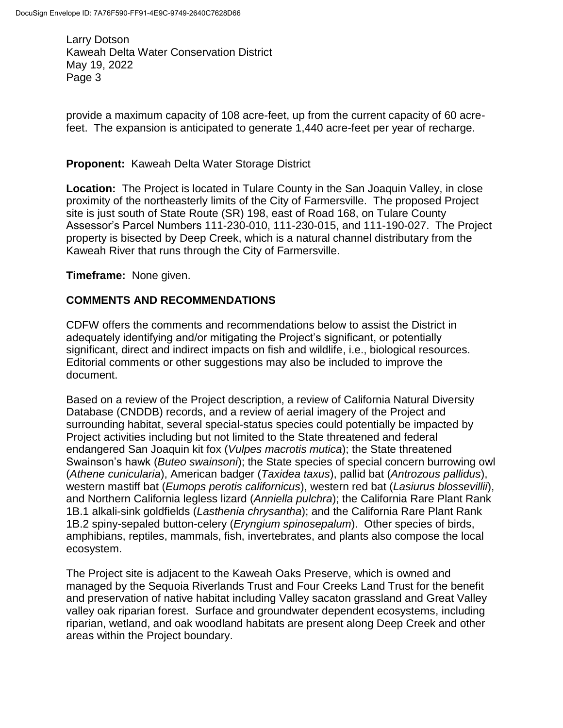provide a maximum capacity of 108 acre-feet, up from the current capacity of 60 acre-feet. The expansion is anticipated to generate 1,440 acre-feet per year of recharge.

**Proponent:** Kaweah Delta Water Storage District

**Location:** The Project is located in Tulare County in the San Joaquin Valley, in close proximity of the northeasterly limits of the City of Farmersville. The proposed Project site is just south of State Route (SR) 198, east of Road 168, on Tulare County Assessor's Parcel Numbers 111-230-010, 111-230-015, and 111-190-027. The Project property is bisected by Deep Creek, which is a natural channel distributary from the Kaweah River that runs through the City of Farmersville.

**Timeframe:** None given.

## COMMENTS AND RECOMMENDATIONS

CDFW offers the comments and recommendations below to assist the District in adequately identifying and/or mitigating the Project's significant, or potentially significant, direct and indirect impacts on fish and wildlife, i.e., biological resources. Editorial comments or other suggestions may also be included to improve the document.

Based on a review of the Project description, a review of California Natural Diversity Database (CNDDB) records, and a review of aerial imagery of the Project and surrounding habitat, several special-status species could potentially be impacted by Project activities including but not limited to the State threatened and federal endangered San Joaquin kit fox (*Vulpes macrotis mutica*); the State threatened Swainson's hawk (*Buteo swainsoni*); the State species of special concern burrowing owl (*Athene cunicularia*), American badger (*Taxidea taxus*), pallid bat (*Antrozous pallidus*), western mastiff bat (*Eumops perotis californicus*), western red bat (*Lasiurus blossevillii*), and Northern California legless lizard (*Anniella pulchra*); the California Rare Plant Rank 1B.1 alkali-sink goldfields (*Lasthenia chrysantha*); and the California Rare Plant Rank 1B.2 spiny-sepaled button-celery (*Eryngium spinosepalum*). Other species of birds, amphibians, reptiles, mammals, fish, invertebrates, and plants also compose the local ecosystem.

The Project site is adjacent to the Kaweah Oaks Preserve, which is owned and managed by the Sequoia Riverlands Trust and Four Creeks Land Trust for the benefit and preservation of native habitat including Valley sacaton grassland and Great Valley valley oak riparian forest. Surface and groundwater dependent ecosystems, including riparian, wetland, and oak woodland habitats are present along Deep Creek and other areas within the Project boundary.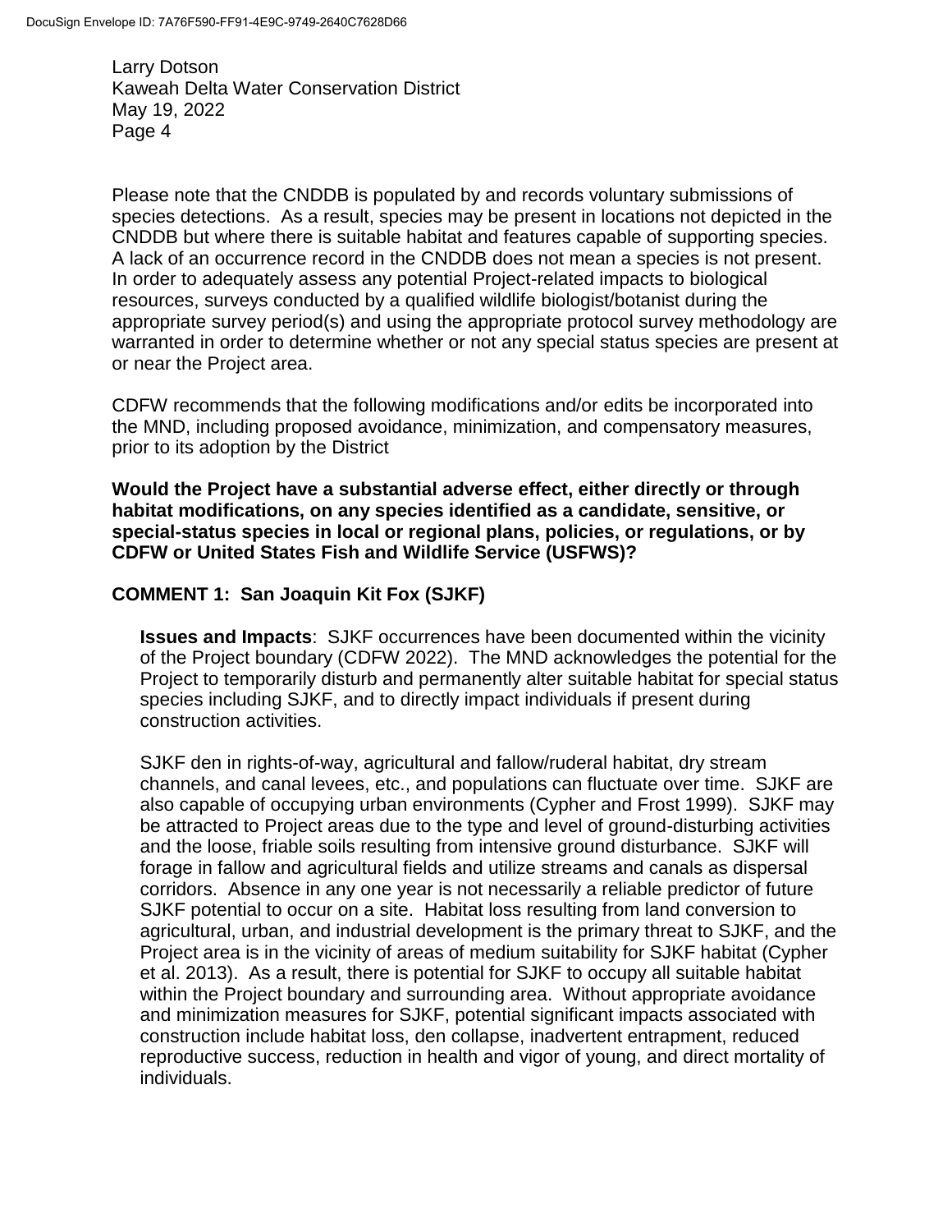Please note that the CNDDB is populated by and records voluntary submissions of species detections. As a result, species may be present in locations not depicted in the CNDDB but where there is suitable habitat and features capable of supporting species. A lack of an occurrence record in the CNDDB does not mean a species is not present. In order to adequately assess any potential Project-related impacts to biological resources, surveys conducted by a qualified wildlife biologist/botanist during the appropriate survey period(s) and using the appropriate protocol survey methodology are warranted in order to determine whether or not any special status species are present at or near the Project area.

CDFW recommends that the following modifications and/or edits be incorporated into the MND, including proposed avoidance, minimization, and compensatory measures, prior to its adoption by the District

**Would the Project have a substantial adverse effect, either directly or through habitat modifications, on any species identified as a candidate, sensitive, or special-status species in local or regional plans, policies, or regulations, or by CDFW or United States Fish and Wildlife Service (USFWS)?**

**COMMENT 1: San Joaquin Kit Fox (SJKF)**

**Issues and Impacts**: SJKF occurrences have been documented within the vicinity of the Project boundary (CDFW 2022). The MND acknowledges the potential for the Project to temporarily disturb and permanently alter suitable habitat for special status species including SJKF, and to directly impact individuals if present during construction activities.

SJKF den in rights-of-way, agricultural and fallow/ruderal habitat, dry stream channels, and canal levees, etc., and populations can fluctuate over time. SJKF are also capable of occupying urban environments (Cypher and Frost 1999). SJKF may be attracted to Project areas due to the type and level of ground-disturbing activities and the loose, friable soils resulting from intensive ground disturbance. SJKF will forage in fallow and agricultural fields and utilize streams and canals as dispersal corridors. Absence in any one year is not necessarily a reliable predictor of future SJKF potential to occur on a site. Habitat loss resulting from land conversion to agricultural, urban, and industrial development is the primary threat to SJKF, and the Project area is in the vicinity of areas of medium suitability for SJKF habitat (Cypher et al. 2013). As a result, there is potential for SJKF to occupy all suitable habitat within the Project boundary and surrounding area. Without appropriate avoidance and minimization measures for SJKF, potential significant impacts associated with construction include habitat loss, den collapse, inadvertent entrapment, reduced reproductive success, reduction in health and vigor of young, and direct mortality of individuals.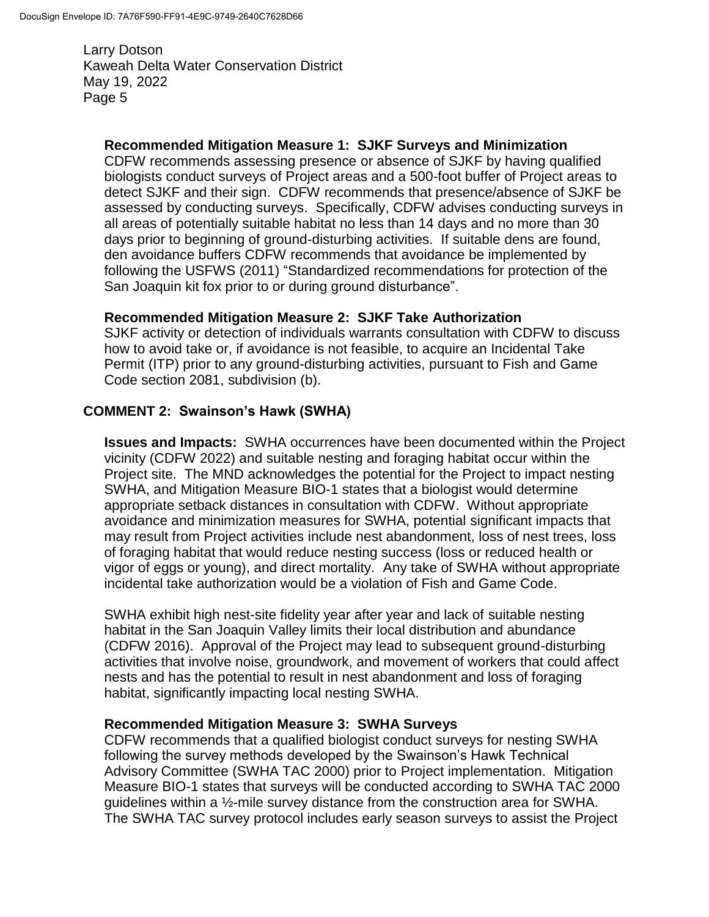**Recommended Mitigation Measure 1: SJKF Surveys and Minimization**

CDFW recommends assessing presence or absence of SJKF by having qualified biologists conduct surveys of Project areas and a 500-foot buffer of Project areas to detect SJKF and their sign. CDFW recommends that presence/absence of SJKF be assessed by conducting surveys. Specifically, CDFW advises conducting surveys in all areas of potentially suitable habitat no less than 14 days and no more than 30 days prior to beginning of ground-disturbing activities. If suitable dens are found, den avoidance buffers CDFW recommends that avoidance be implemented by following the USFWS (2011) "Standardized recommendations for protection of the San Joaquin kit fox prior to or during ground disturbance".

**Recommended Mitigation Measure 2: SJKF Take Authorization**

SJKF activity or detection of individuals warrants consultation with CDFW to discuss how to avoid take or, if avoidance is not feasible, to acquire an Incidental Take Permit (ITP) prior to any ground-disturbing activities, pursuant to Fish and Game Code section 2081, subdivision (b).

## COMMENT 2: Swainson's Hawk (SWHA)

**Issues and Impacts:** SWHA occurrences have been documented within the Project vicinity (CDFW 2022) and suitable nesting and foraging habitat occur within the Project site. The MND acknowledges the potential for the Project to impact nesting SWHA, and Mitigation Measure BIO-1 states that a biologist would determine appropriate setback distances in consultation with CDFW. Without appropriate avoidance and minimization measures for SWHA, potential significant impacts that may result from Project activities include nest abandonment, loss of nest trees, loss of foraging habitat that would reduce nesting success (loss or reduced health or vigor of eggs or young), and direct mortality. Any take of SWHA without appropriate incidental take authorization would be a violation of Fish and Game Code.

SWHA exhibit high nest-site fidelity year after year and lack of suitable nesting habitat in the San Joaquin Valley limits their local distribution and abundance (CDFW 2016). Approval of the Project may lead to subsequent ground-disturbing activities that involve noise, groundwork, and movement of workers that could affect nests and has the potential to result in nest abandonment and loss of foraging habitat, significantly impacting local nesting SWHA.

**Recommended Mitigation Measure 3: SWHA Surveys**

CDFW recommends that a qualified biologist conduct surveys for nesting SWHA following the survey methods developed by the Swainson's Hawk Technical Advisory Committee (SWHA TAC 2000) prior to Project implementation. Mitigation Measure BIO-1 states that surveys will be conducted according to SWHA TAC 2000 guidelines within a ½-mile survey distance from the construction area for SWHA. The SWHA TAC survey protocol includes early season surveys to assist the Project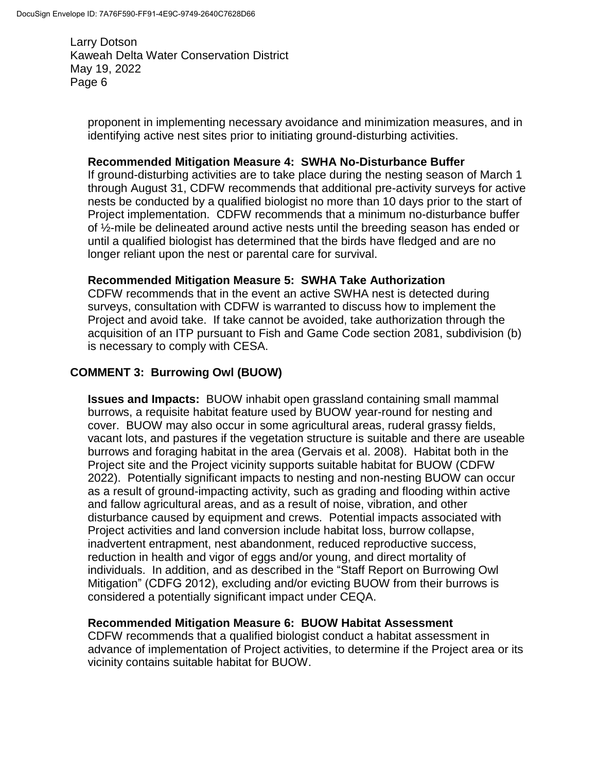proponent in implementing necessary avoidance and minimization measures, and in identifying active nest sites prior to initiating ground-disturbing activities.

**Recommended Mitigation Measure 4: SWHA No-Disturbance Buffer**
If ground-disturbing activities are to take place during the nesting season of March 1 through August 31, CDFW recommends that additional pre-activity surveys for active nests be conducted by a qualified biologist no more than 10 days prior to the start of Project implementation. CDFW recommends that a minimum no-disturbance buffer of ½-mile be delineated around active nests until the breeding season has ended or until a qualified biologist has determined that the birds have fledged and are no longer reliant upon the nest or parental care for survival.

**Recommended Mitigation Measure 5: SWHA Take Authorization**
CDFW recommends that in the event an active SWHA nest is detected during surveys, consultation with CDFW is warranted to discuss how to implement the Project and avoid take. If take cannot be avoided, take authorization through the acquisition of an ITP pursuant to Fish and Game Code section 2081, subdivision (b) is necessary to comply with CESA.

## COMMENT 3: Burrowing Owl (BUOW)

**Issues and Impacts:** BUOW inhabit open grassland containing small mammal burrows, a requisite habitat feature used by BUOW year-round for nesting and cover. BUOW may also occur in some agricultural areas, ruderal grassy fields, vacant lots, and pastures if the vegetation structure is suitable and there are useable burrows and foraging habitat in the area (Gervais et al. 2008). Habitat both in the Project site and the Project vicinity supports suitable habitat for BUOW (CDFW 2022). Potentially significant impacts to nesting and non-nesting BUOW can occur as a result of ground-impacting activity, such as grading and flooding within active and fallow agricultural areas, and as a result of noise, vibration, and other disturbance caused by equipment and crews. Potential impacts associated with Project activities and land conversion include habitat loss, burrow collapse, inadvertent entrapment, nest abandonment, reduced reproductive success, reduction in health and vigor of eggs and/or young, and direct mortality of individuals. In addition, and as described in the "Staff Report on Burrowing Owl Mitigation" (CDFG 2012), excluding and/or evicting BUOW from their burrows is considered a potentially significant impact under CEQA.

**Recommended Mitigation Measure 6: BUOW Habitat Assessment**
CDFW recommends that a qualified biologist conduct a habitat assessment in advance of implementation of Project activities, to determine if the Project area or its vicinity contains suitable habitat for BUOW.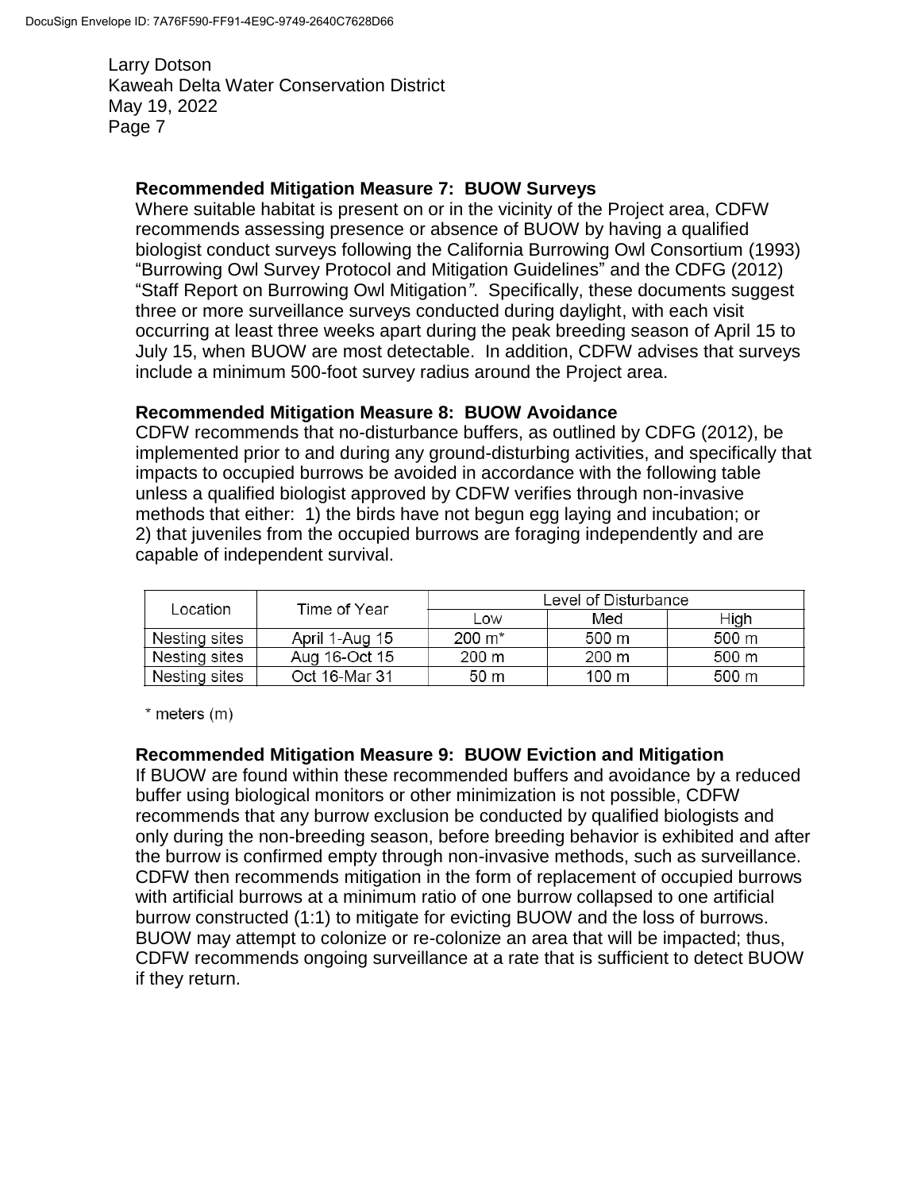**Recommended Mitigation Measure 7: BUOW Surveys**

Where suitable habitat is present on or in the vicinity of the Project area, CDFW recommends assessing presence or absence of BUOW by having a qualified biologist conduct surveys following the California Burrowing Owl Consortium (1993) "Burrowing Owl Survey Protocol and Mitigation Guidelines" and the CDFG (2012) "Staff Report on Burrowing Owl Mitigation". Specifically, these documents suggest three or more surveillance surveys conducted during daylight, with each visit occurring at least three weeks apart during the peak breeding season of April 15 to July 15, when BUOW are most detectable. In addition, CDFW advises that surveys include a minimum 500-foot survey radius around the Project area.

**Recommended Mitigation Measure 8: BUOW Avoidance**

CDFW recommends that no-disturbance buffers, as outlined by CDFG (2012), be implemented prior to and during any ground-disturbing activities, and specifically that impacts to occupied burrows be avoided in accordance with the following table unless a qualified biologist approved by CDFW verifies through non-invasive methods that either: 1) the birds have not begun egg laying and incubation; or 2) that juveniles from the occupied burrows are foraging independently and are capable of independent survival.

| Location | Time of Year | Level of Disturbance | | |
|---|---|---|---|---|
| | | Low | Med | High |
| Nesting sites | April 1-Aug 15 | 200 m* | 500 m | 500 m |
| Nesting sites | Aug 16-Oct 15 | 200 m | 200 m | 500 m |
| Nesting sites | Oct 16-Mar 31 | 50 m | 100 m | 500 m |

\* meters (m)

**Recommended Mitigation Measure 9: BUOW Eviction and Mitigation**

If BUOW are found within these recommended buffers and avoidance by a reduced buffer using biological monitors or other minimization is not possible, CDFW recommends that any burrow exclusion be conducted by qualified biologists and only during the non-breeding season, before breeding behavior is exhibited and after the burrow is confirmed empty through non-invasive methods, such as surveillance. CDFW then recommends mitigation in the form of replacement of occupied burrows with artificial burrows at a minimum ratio of one burrow collapsed to one artificial burrow constructed (1:1) to mitigate for evicting BUOW and the loss of burrows. BUOW may attempt to colonize or re-colonize an area that will be impacted; thus, CDFW recommends ongoing surveillance at a rate that is sufficient to detect BUOW if they return.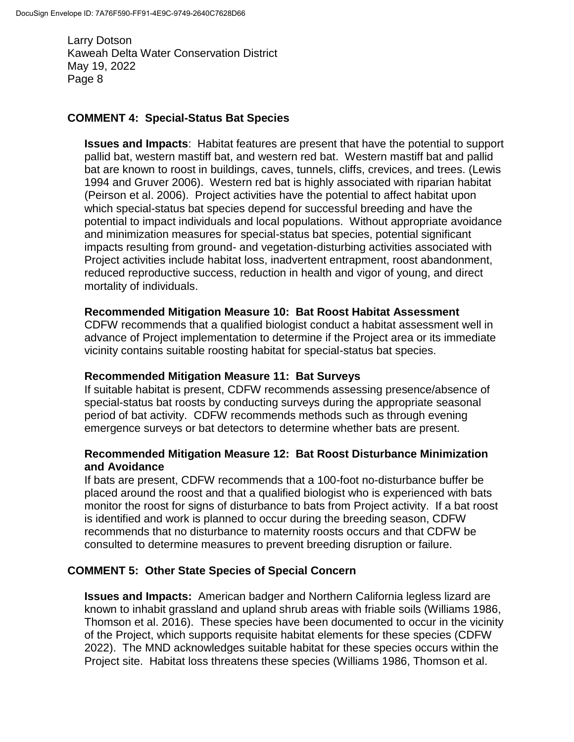## COMMENT 4: Special-Status Bat Species

**Issues and Impacts**: Habitat features are present that have the potential to support pallid bat, western mastiff bat, and western red bat. Western mastiff bat and pallid bat are known to roost in buildings, caves, tunnels, cliffs, crevices, and trees. (Lewis 1994 and Gruver 2006). Western red bat is highly associated with riparian habitat (Peirson et al. 2006). Project activities have the potential to affect habitat upon which special-status bat species depend for successful breeding and have the potential to impact individuals and local populations. Without appropriate avoidance and minimization measures for special-status bat species, potential significant impacts resulting from ground- and vegetation-disturbing activities associated with Project activities include habitat loss, inadvertent entrapment, roost abandonment, reduced reproductive success, reduction in health and vigor of young, and direct mortality of individuals.

**Recommended Mitigation Measure 10: Bat Roost Habitat Assessment**
CDFW recommends that a qualified biologist conduct a habitat assessment well in advance of Project implementation to determine if the Project area or its immediate vicinity contains suitable roosting habitat for special-status bat species.

**Recommended Mitigation Measure 11: Bat Surveys**
If suitable habitat is present, CDFW recommends assessing presence/absence of special-status bat roosts by conducting surveys during the appropriate seasonal period of bat activity. CDFW recommends methods such as through evening emergence surveys or bat detectors to determine whether bats are present.

**Recommended Mitigation Measure 12: Bat Roost Disturbance Minimization and Avoidance**
If bats are present, CDFW recommends that a 100-foot no-disturbance buffer be placed around the roost and that a qualified biologist who is experienced with bats monitor the roost for signs of disturbance to bats from Project activity. If a bat roost is identified and work is planned to occur during the breeding season, CDFW recommends that no disturbance to maternity roosts occurs and that CDFW be consulted to determine measures to prevent breeding disruption or failure.

## COMMENT 5: Other State Species of Special Concern

**Issues and Impacts:** American badger and Northern California legless lizard are known to inhabit grassland and upland shrub areas with friable soils (Williams 1986, Thomson et al. 2016). These species have been documented to occur in the vicinity of the Project, which supports requisite habitat elements for these species (CDFW 2022). The MND acknowledges suitable habitat for these species occurs within the Project site. Habitat loss threatens these species (Williams 1986, Thomson et al.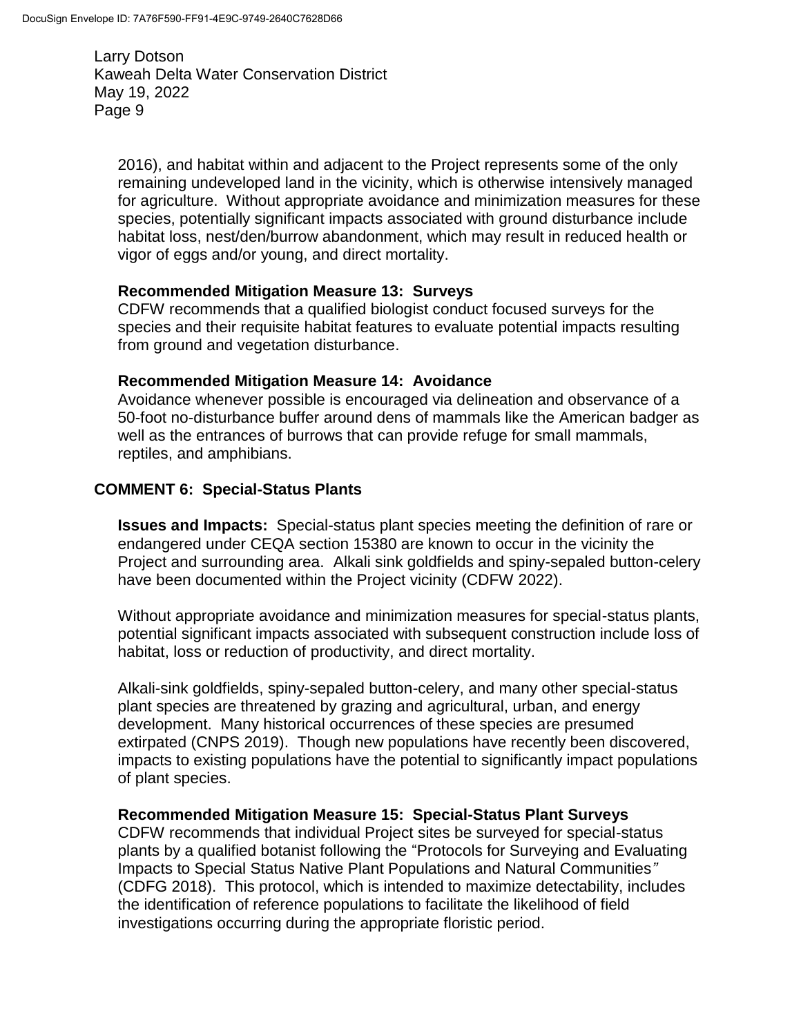2016), and habitat within and adjacent to the Project represents some of the only remaining undeveloped land in the vicinity, which is otherwise intensively managed for agriculture. Without appropriate avoidance and minimization measures for these species, potentially significant impacts associated with ground disturbance include habitat loss, nest/den/burrow abandonment, which may result in reduced health or vigor of eggs and/or young, and direct mortality.

**Recommended Mitigation Measure 13: Surveys**
CDFW recommends that a qualified biologist conduct focused surveys for the species and their requisite habitat features to evaluate potential impacts resulting from ground and vegetation disturbance.

**Recommended Mitigation Measure 14: Avoidance**
Avoidance whenever possible is encouraged via delineation and observance of a 50-foot no-disturbance buffer around dens of mammals like the American badger as well as the entrances of burrows that can provide refuge for small mammals, reptiles, and amphibians.

## COMMENT 6: Special-Status Plants

**Issues and Impacts:** Special-status plant species meeting the definition of rare or endangered under CEQA section 15380 are known to occur in the vicinity the Project and surrounding area. Alkali sink goldfields and spiny-sepaled button-celery have been documented within the Project vicinity (CDFW 2022).

Without appropriate avoidance and minimization measures for special-status plants, potential significant impacts associated with subsequent construction include loss of habitat, loss or reduction of productivity, and direct mortality.

Alkali-sink goldfields, spiny-sepaled button-celery, and many other special-status plant species are threatened by grazing and agricultural, urban, and energy development. Many historical occurrences of these species are presumed extirpated (CNPS 2019). Though new populations have recently been discovered, impacts to existing populations have the potential to significantly impact populations of plant species.

**Recommended Mitigation Measure 15: Special-Status Plant Surveys**
CDFW recommends that individual Project sites be surveyed for special-status plants by a qualified botanist following the "Protocols for Surveying and Evaluating Impacts to Special Status Native Plant Populations and Natural Communities" (CDFG 2018). This protocol, which is intended to maximize detectability, includes the identification of reference populations to facilitate the likelihood of field investigations occurring during the appropriate floristic period.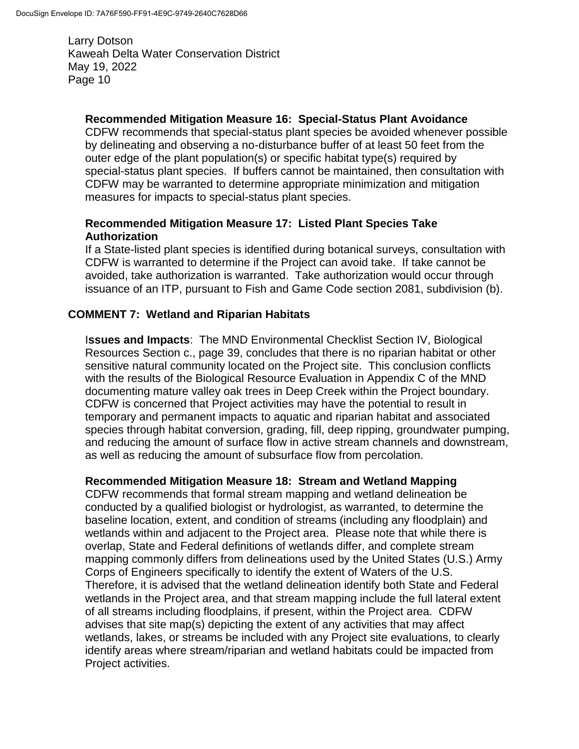**Recommended Mitigation Measure 16: Special-Status Plant Avoidance**
CDFW recommends that special-status plant species be avoided whenever possible by delineating and observing a no-disturbance buffer of at least 50 feet from the outer edge of the plant population(s) or specific habitat type(s) required by special-status plant species. If buffers cannot be maintained, then consultation with CDFW may be warranted to determine appropriate minimization and mitigation measures for impacts to special-status plant species.

**Recommended Mitigation Measure 17: Listed Plant Species Take Authorization**
If a State-listed plant species is identified during botanical surveys, consultation with CDFW is warranted to determine if the Project can avoid take. If take cannot be avoided, take authorization is warranted. Take authorization would occur through issuance of an ITP, pursuant to Fish and Game Code section 2081, subdivision (b).

## COMMENT 7: Wetland and Riparian Habitats

**Issues and Impacts**: The MND Environmental Checklist Section IV, Biological Resources Section c., page 39, concludes that there is no riparian habitat or other sensitive natural community located on the Project site. This conclusion conflicts with the results of the Biological Resource Evaluation in Appendix C of the MND documenting mature valley oak trees in Deep Creek within the Project boundary. CDFW is concerned that Project activities may have the potential to result in temporary and permanent impacts to aquatic and riparian habitat and associated species through habitat conversion, grading, fill, deep ripping, groundwater pumping, and reducing the amount of surface flow in active stream channels and downstream, as well as reducing the amount of subsurface flow from percolation.

**Recommended Mitigation Measure 18: Stream and Wetland Mapping**
CDFW recommends that formal stream mapping and wetland delineation be conducted by a qualified biologist or hydrologist, as warranted, to determine the baseline location, extent, and condition of streams (including any floodplain) and wetlands within and adjacent to the Project area. Please note that while there is overlap, State and Federal definitions of wetlands differ, and complete stream mapping commonly differs from delineations used by the United States (U.S.) Army Corps of Engineers specifically to identify the extent of Waters of the U.S. Therefore, it is advised that the wetland delineation identify both State and Federal wetlands in the Project area, and that stream mapping include the full lateral extent of all streams including floodplains, if present, within the Project area. CDFW advises that site map(s) depicting the extent of any activities that may affect wetlands, lakes, or streams be included with any Project site evaluations, to clearly identify areas where stream/riparian and wetland habitats could be impacted from Project activities.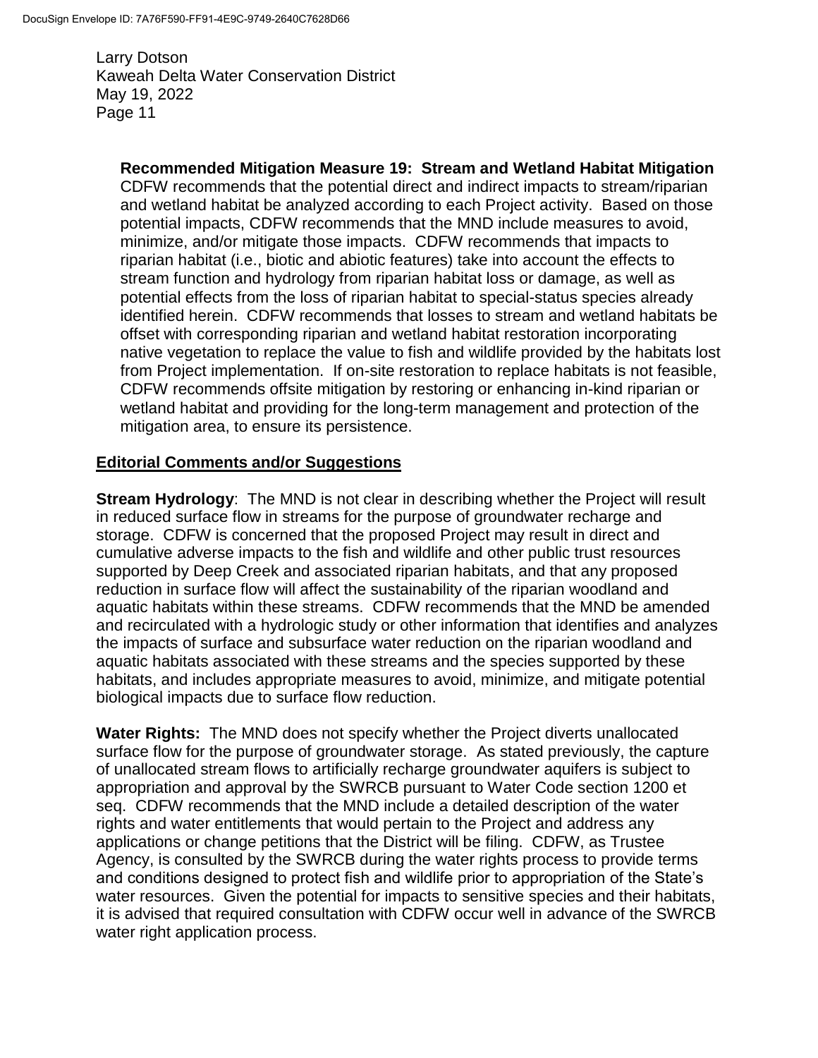**Recommended Mitigation Measure 19: Stream and Wetland Habitat Mitigation**
CDFW recommends that the potential direct and indirect impacts to stream/riparian and wetland habitat be analyzed according to each Project activity. Based on those potential impacts, CDFW recommends that the MND include measures to avoid, minimize, and/or mitigate those impacts. CDFW recommends that impacts to riparian habitat (i.e., biotic and abiotic features) take into account the effects to stream function and hydrology from riparian habitat loss or damage, as well as potential effects from the loss of riparian habitat to special-status species already identified herein. CDFW recommends that losses to stream and wetland habitats be offset with corresponding riparian and wetland habitat restoration incorporating native vegetation to replace the value to fish and wildlife provided by the habitats lost from Project implementation. If on-site restoration to replace habitats is not feasible, CDFW recommends offsite mitigation by restoring or enhancing in-kind riparian or wetland habitat and providing for the long-term management and protection of the mitigation area, to ensure its persistence.

## Editorial Comments and/or Suggestions

**Stream Hydrology**: The MND is not clear in describing whether the Project will result in reduced surface flow in streams for the purpose of groundwater recharge and storage. CDFW is concerned that the proposed Project may result in direct and cumulative adverse impacts to the fish and wildlife and other public trust resources supported by Deep Creek and associated riparian habitats, and that any proposed reduction in surface flow will affect the sustainability of the riparian woodland and aquatic habitats within these streams. CDFW recommends that the MND be amended and recirculated with a hydrologic study or other information that identifies and analyzes the impacts of surface and subsurface water reduction on the riparian woodland and aquatic habitats associated with these streams and the species supported by these habitats, and includes appropriate measures to avoid, minimize, and mitigate potential biological impacts due to surface flow reduction.

**Water Rights:** The MND does not specify whether the Project diverts unallocated surface flow for the purpose of groundwater storage. As stated previously, the capture of unallocated stream flows to artificially recharge groundwater aquifers is subject to appropriation and approval by the SWRCB pursuant to Water Code section 1200 et seq. CDFW recommends that the MND include a detailed description of the water rights and water entitlements that would pertain to the Project and address any applications or change petitions that the District will be filing. CDFW, as Trustee Agency, is consulted by the SWRCB during the water rights process to provide terms and conditions designed to protect fish and wildlife prior to appropriation of the State's water resources. Given the potential for impacts to sensitive species and their habitats, it is advised that required consultation with CDFW occur well in advance of the SWRCB water right application process.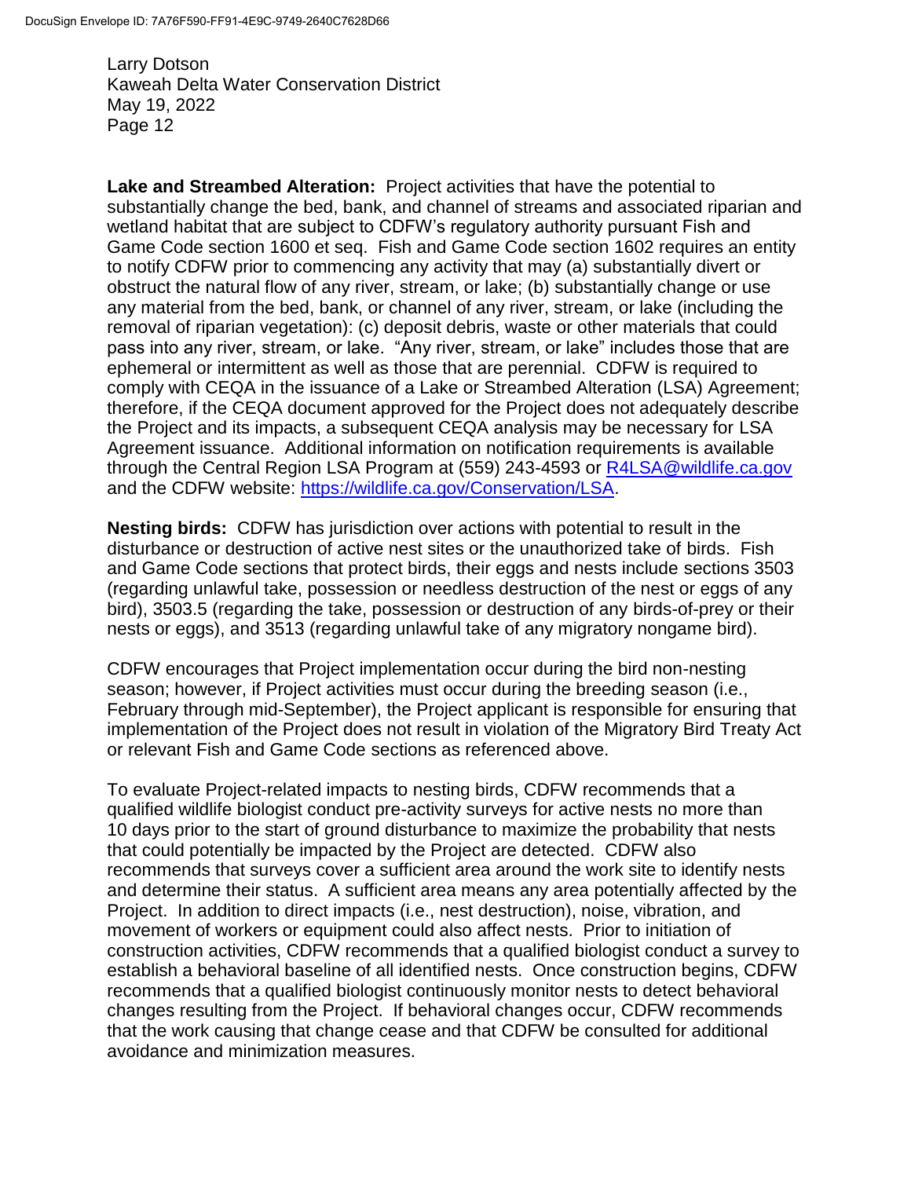**Lake and Streambed Alteration:** Project activities that have the potential to substantially change the bed, bank, and channel of streams and associated riparian and wetland habitat that are subject to CDFW's regulatory authority pursuant Fish and Game Code section 1600 et seq. Fish and Game Code section 1602 requires an entity to notify CDFW prior to commencing any activity that may (a) substantially divert or obstruct the natural flow of any river, stream, or lake; (b) substantially change or use any material from the bed, bank, or channel of any river, stream, or lake (including the removal of riparian vegetation): (c) deposit debris, waste or other materials that could pass into any river, stream, or lake. "Any river, stream, or lake" includes those that are ephemeral or intermittent as well as those that are perennial. CDFW is required to comply with CEQA in the issuance of a Lake or Streambed Alteration (LSA) Agreement; therefore, if the CEQA document approved for the Project does not adequately describe the Project and its impacts, a subsequent CEQA analysis may be necessary for LSA Agreement issuance. Additional information on notification requirements is available through the Central Region LSA Program at (559) 243-4593 or R4LSA@wildlife.ca.gov and the CDFW website: https://wildlife.ca.gov/Conservation/LSA.

**Nesting birds:** CDFW has jurisdiction over actions with potential to result in the disturbance or destruction of active nest sites or the unauthorized take of birds. Fish and Game Code sections that protect birds, their eggs and nests include sections 3503 (regarding unlawful take, possession or needless destruction of the nest or eggs of any bird), 3503.5 (regarding the take, possession or destruction of any birds-of-prey or their nests or eggs), and 3513 (regarding unlawful take of any migratory nongame bird).

CDFW encourages that Project implementation occur during the bird non-nesting season; however, if Project activities must occur during the breeding season (i.e., February through mid-September), the Project applicant is responsible for ensuring that implementation of the Project does not result in violation of the Migratory Bird Treaty Act or relevant Fish and Game Code sections as referenced above.

To evaluate Project-related impacts to nesting birds, CDFW recommends that a qualified wildlife biologist conduct pre-activity surveys for active nests no more than 10 days prior to the start of ground disturbance to maximize the probability that nests that could potentially be impacted by the Project are detected. CDFW also recommends that surveys cover a sufficient area around the work site to identify nests and determine their status. A sufficient area means any area potentially affected by the Project. In addition to direct impacts (i.e., nest destruction), noise, vibration, and movement of workers or equipment could also affect nests. Prior to initiation of construction activities, CDFW recommends that a qualified biologist conduct a survey to establish a behavioral baseline of all identified nests. Once construction begins, CDFW recommends that a qualified biologist continuously monitor nests to detect behavioral changes resulting from the Project. If behavioral changes occur, CDFW recommends that the work causing that change cease and that CDFW be consulted for additional avoidance and minimization measures.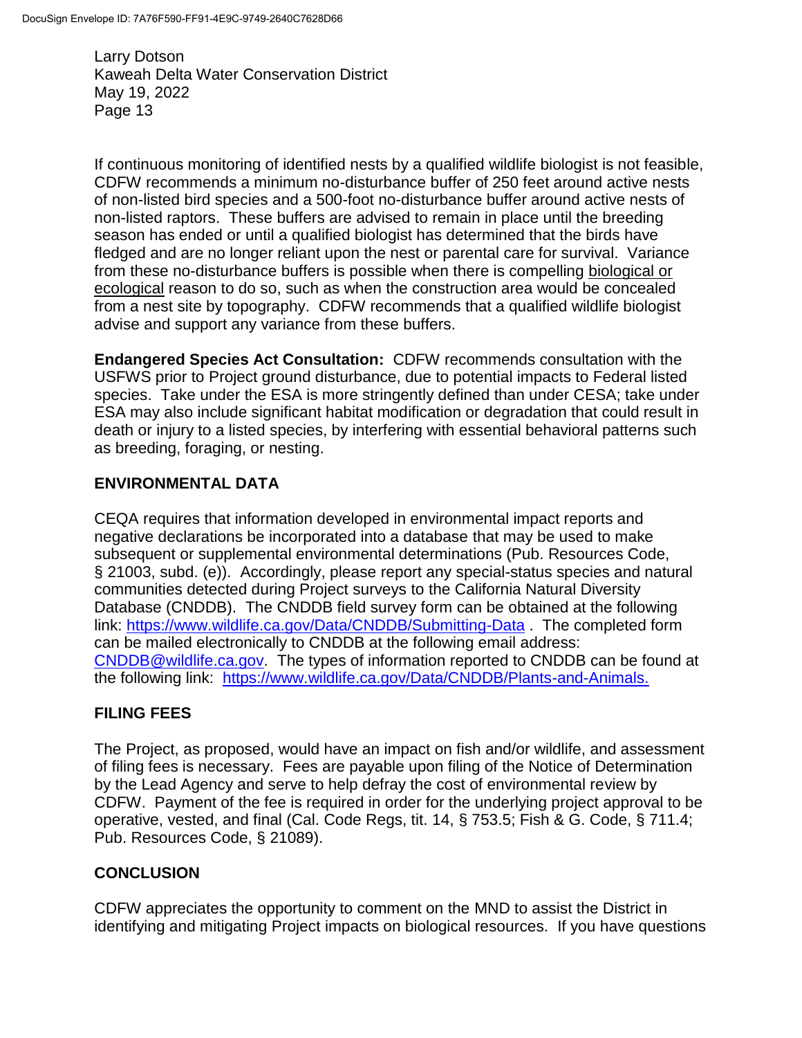If continuous monitoring of identified nests by a qualified wildlife biologist is not feasible, CDFW recommends a minimum no-disturbance buffer of 250 feet around active nests of non-listed bird species and a 500-foot no-disturbance buffer around active nests of non-listed raptors. These buffers are advised to remain in place until the breeding season has ended or until a qualified biologist has determined that the birds have fledged and are no longer reliant upon the nest or parental care for survival. Variance from these no-disturbance buffers is possible when there is compelling biological or ecological reason to do so, such as when the construction area would be concealed from a nest site by topography. CDFW recommends that a qualified wildlife biologist advise and support any variance from these buffers.

**Endangered Species Act Consultation:** CDFW recommends consultation with the USFWS prior to Project ground disturbance, due to potential impacts to Federal listed species. Take under the ESA is more stringently defined than under CESA; take under ESA may also include significant habitat modification or degradation that could result in death or injury to a listed species, by interfering with essential behavioral patterns such as breeding, foraging, or nesting.

## ENVIRONMENTAL DATA

CEQA requires that information developed in environmental impact reports and negative declarations be incorporated into a database that may be used to make subsequent or supplemental environmental determinations (Pub. Resources Code, § 21003, subd. (e)). Accordingly, please report any special-status species and natural communities detected during Project surveys to the California Natural Diversity Database (CNDDB). The CNDDB field survey form can be obtained at the following link: https://www.wildlife.ca.gov/Data/CNDDB/Submitting-Data . The completed form can be mailed electronically to CNDDB at the following email address: CNDDB@wildlife.ca.gov. The types of information reported to CNDDB can be found at the following link: https://www.wildlife.ca.gov/Data/CNDDB/Plants-and-Animals.

## FILING FEES

The Project, as proposed, would have an impact on fish and/or wildlife, and assessment of filing fees is necessary. Fees are payable upon filing of the Notice of Determination by the Lead Agency and serve to help defray the cost of environmental review by CDFW. Payment of the fee is required in order for the underlying project approval to be operative, vested, and final (Cal. Code Regs, tit. 14, § 753.5; Fish & G. Code, § 711.4; Pub. Resources Code, § 21089).

## CONCLUSION

CDFW appreciates the opportunity to comment on the MND to assist the District in identifying and mitigating Project impacts on biological resources. If you have questions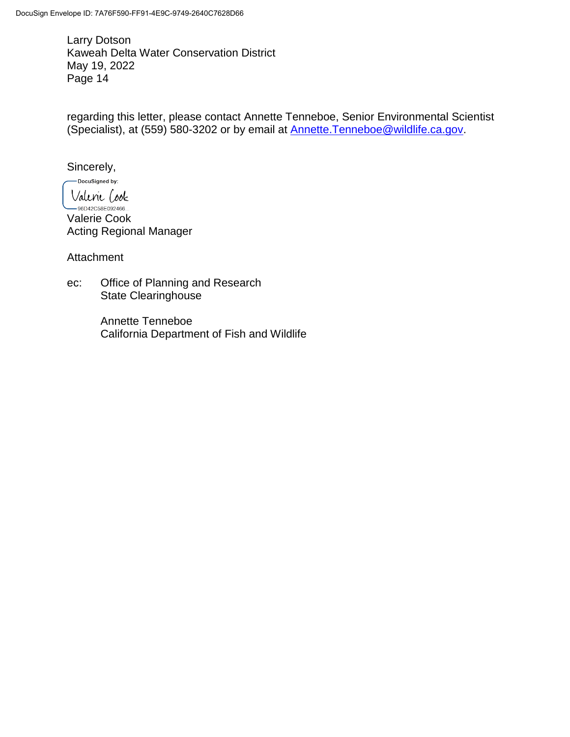regarding this letter, please contact Annette Tenneboe, Senior Environmental Scientist (Specialist), at (559) 580-3202 or by email at Annette.Tenneboe@wildlife.ca.gov.

Sincerely,

DocuSigned by:
Valerie Cook
96D42C58E092466...

Valerie Cook
Acting Regional Manager

Attachment

ec: Office of Planning and Research
State Clearinghouse

Annette Tenneboe
California Department of Fish and Wildlife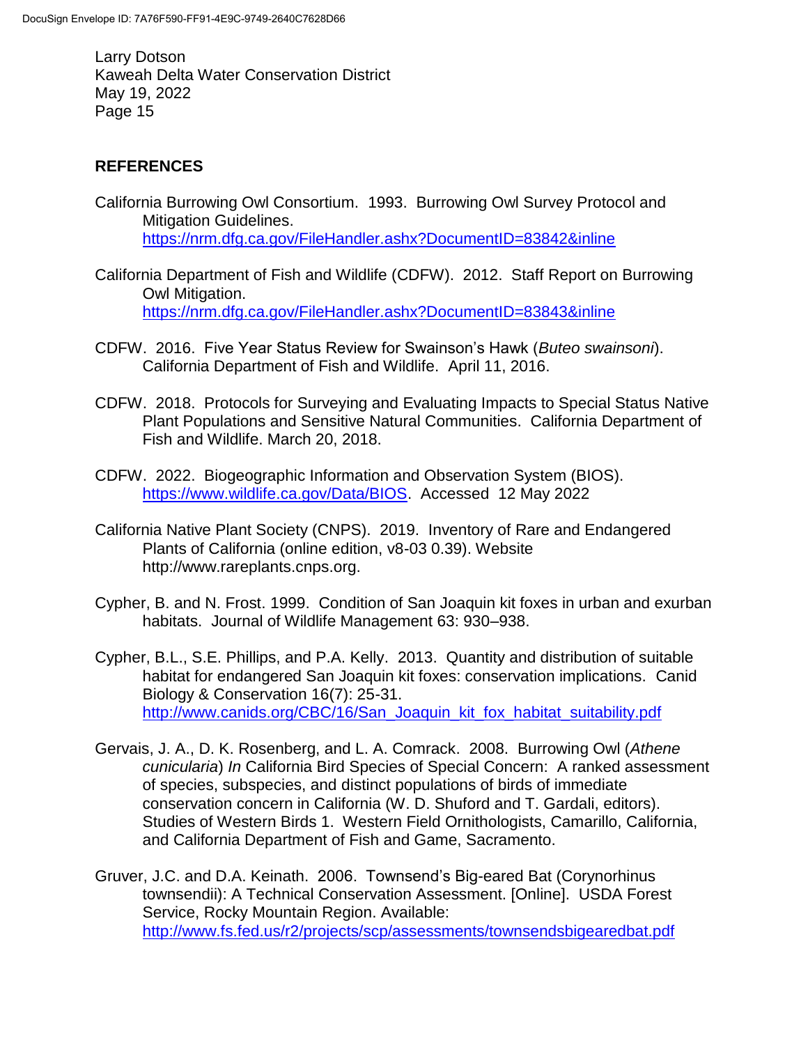## REFERENCES

California Burrowing Owl Consortium. 1993. Burrowing Owl Survey Protocol and Mitigation Guidelines. https://nrm.dfg.ca.gov/FileHandler.ashx?DocumentID=83842&inline

California Department of Fish and Wildlife (CDFW). 2012. Staff Report on Burrowing Owl Mitigation. https://nrm.dfg.ca.gov/FileHandler.ashx?DocumentID=83843&inline

CDFW. 2016. Five Year Status Review for Swainson's Hawk (*Buteo swainsoni*). California Department of Fish and Wildlife. April 11, 2016.

CDFW. 2018. Protocols for Surveying and Evaluating Impacts to Special Status Native Plant Populations and Sensitive Natural Communities. California Department of Fish and Wildlife. March 20, 2018.

CDFW. 2022. Biogeographic Information and Observation System (BIOS). https://www.wildlife.ca.gov/Data/BIOS. Accessed 12 May 2022

California Native Plant Society (CNPS). 2019. Inventory of Rare and Endangered Plants of California (online edition, v8-03 0.39). Website http://www.rareplants.cnps.org.

Cypher, B. and N. Frost. 1999. Condition of San Joaquin kit foxes in urban and exurban habitats. Journal of Wildlife Management 63: 930–938.

Cypher, B.L., S.E. Phillips, and P.A. Kelly. 2013. Quantity and distribution of suitable habitat for endangered San Joaquin kit foxes: conservation implications. Canid Biology & Conservation 16(7): 25-31. http://www.canids.org/CBC/16/San_Joaquin_kit_fox_habitat_suitability.pdf

Gervais, J. A., D. K. Rosenberg, and L. A. Comrack. 2008. Burrowing Owl (*Athene cunicularia*) *In* California Bird Species of Special Concern: A ranked assessment of species, subspecies, and distinct populations of birds of immediate conservation concern in California (W. D. Shuford and T. Gardali, editors). Studies of Western Birds 1. Western Field Ornithologists, Camarillo, California, and California Department of Fish and Game, Sacramento.

Gruver, J.C. and D.A. Keinath. 2006. Townsend's Big-eared Bat (Corynorhinus townsendii): A Technical Conservation Assessment. [Online]. USDA Forest Service, Rocky Mountain Region. Available: http://www.fs.fed.us/r2/projects/scp/assessments/townsendsbigearedbat.pdf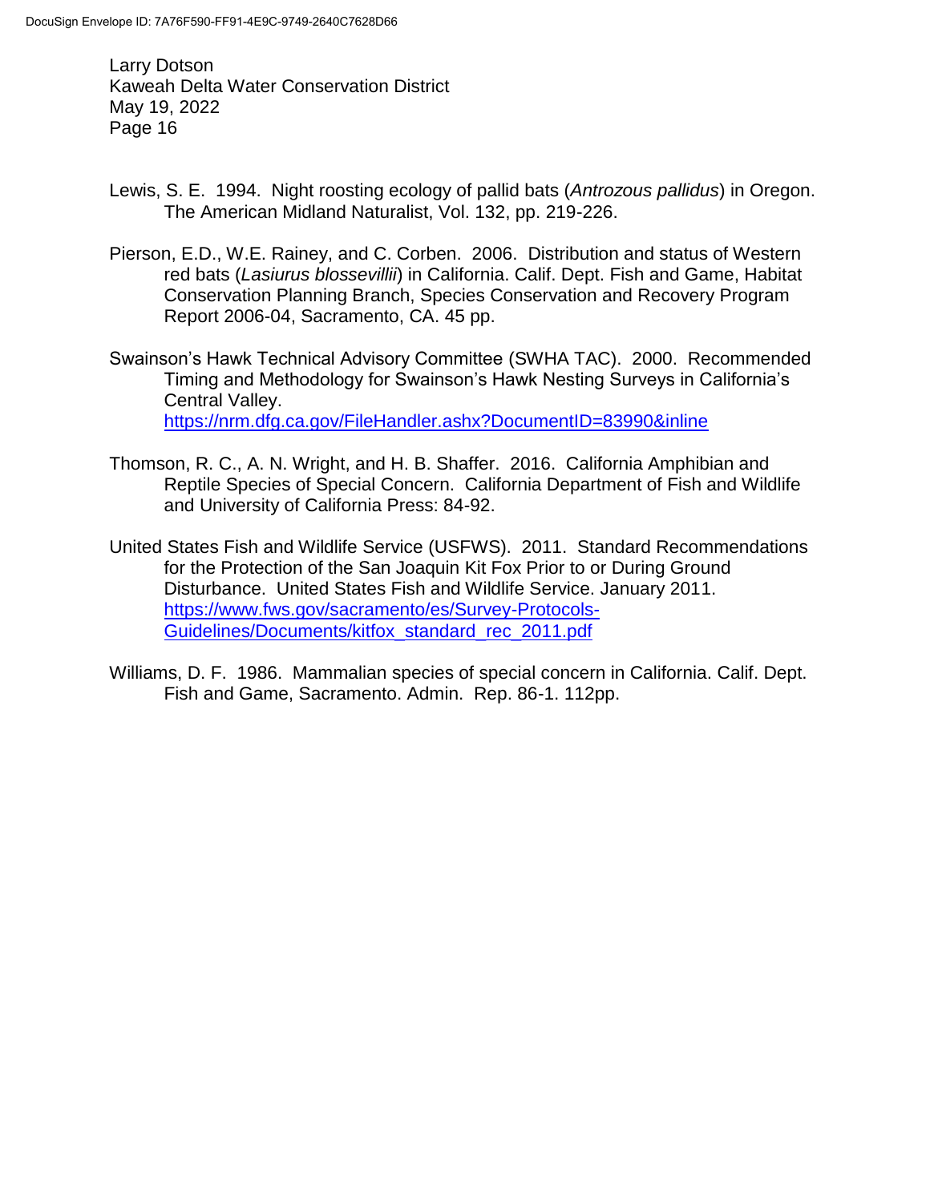Lewis, S. E. 1994. Night roosting ecology of pallid bats (*Antrozous pallidus*) in Oregon. The American Midland Naturalist, Vol. 132, pp. 219-226.

Pierson, E.D., W.E. Rainey, and C. Corben. 2006. Distribution and status of Western red bats (*Lasiurus blossevillii*) in California. Calif. Dept. Fish and Game, Habitat Conservation Planning Branch, Species Conservation and Recovery Program Report 2006-04, Sacramento, CA. 45 pp.

Swainson's Hawk Technical Advisory Committee (SWHA TAC). 2000. Recommended Timing and Methodology for Swainson's Hawk Nesting Surveys in California's Central Valley. https://nrm.dfg.ca.gov/FileHandler.ashx?DocumentID=83990&inline

Thomson, R. C., A. N. Wright, and H. B. Shaffer. 2016. California Amphibian and Reptile Species of Special Concern. California Department of Fish and Wildlife and University of California Press: 84-92.

United States Fish and Wildlife Service (USFWS). 2011. Standard Recommendations for the Protection of the San Joaquin Kit Fox Prior to or During Ground Disturbance. United States Fish and Wildlife Service. January 2011. https://www.fws.gov/sacramento/es/Survey-Protocols-Guidelines/Documents/kitfox_standard_rec_2011.pdf

Williams, D. F. 1986. Mammalian species of special concern in California. Calif. Dept. Fish and Game, Sacramento. Admin. Rep. 86-1. 112pp.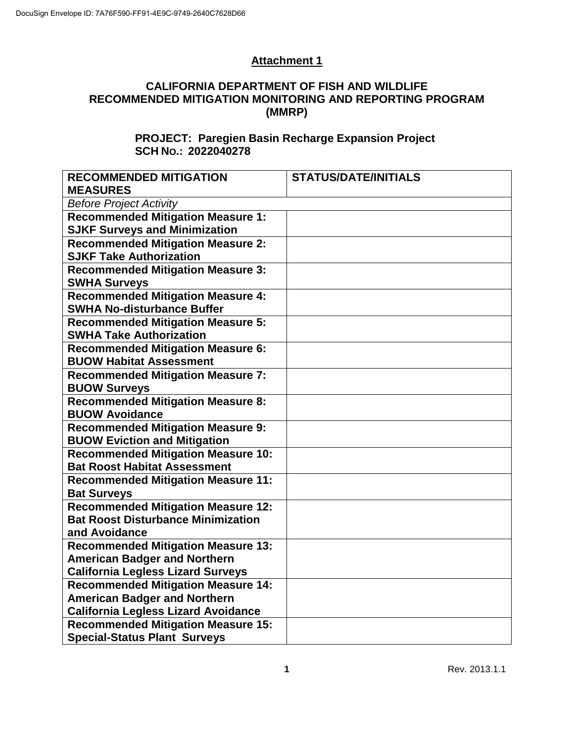## Attachment 1

### CALIFORNIA DEPARTMENT OF FISH AND WILDLIFE RECOMMENDED MITIGATION MONITORING AND REPORTING PROGRAM (MMRP)

**PROJECT: Paregien Basin Recharge Expansion Project**
**SCH No.: 2022040278**

| RECOMMENDED MITIGATION MEASURES | STATUS/DATE/INITIALS |
|---|---|
| *Before Project Activity* | |
| **Recommended Mitigation Measure 1: SJKF Surveys and Minimization** | |
| **Recommended Mitigation Measure 2: SJKF Take Authorization** | |
| **Recommended Mitigation Measure 3: SWHA Surveys** | |
| **Recommended Mitigation Measure 4: SWHA No-disturbance Buffer** | |
| **Recommended Mitigation Measure 5: SWHA Take Authorization** | |
| **Recommended Mitigation Measure 6: BUOW Habitat Assessment** | |
| **Recommended Mitigation Measure 7: BUOW Surveys** | |
| **Recommended Mitigation Measure 8: BUOW Avoidance** | |
| **Recommended Mitigation Measure 9: BUOW Eviction and Mitigation** | |
| **Recommended Mitigation Measure 10: Bat Roost Habitat Assessment** | |
| **Recommended Mitigation Measure 11: Bat Surveys** | |
| **Recommended Mitigation Measure 12: Bat Roost Disturbance Minimization and Avoidance** | |
| **Recommended Mitigation Measure 13: American Badger and Northern California Legless Lizard Surveys** | |
| **Recommended Mitigation Measure 14: American Badger and Northern California Legless Lizard Avoidance** | |
| **Recommended Mitigation Measure 15: Special-Status Plant Surveys** | |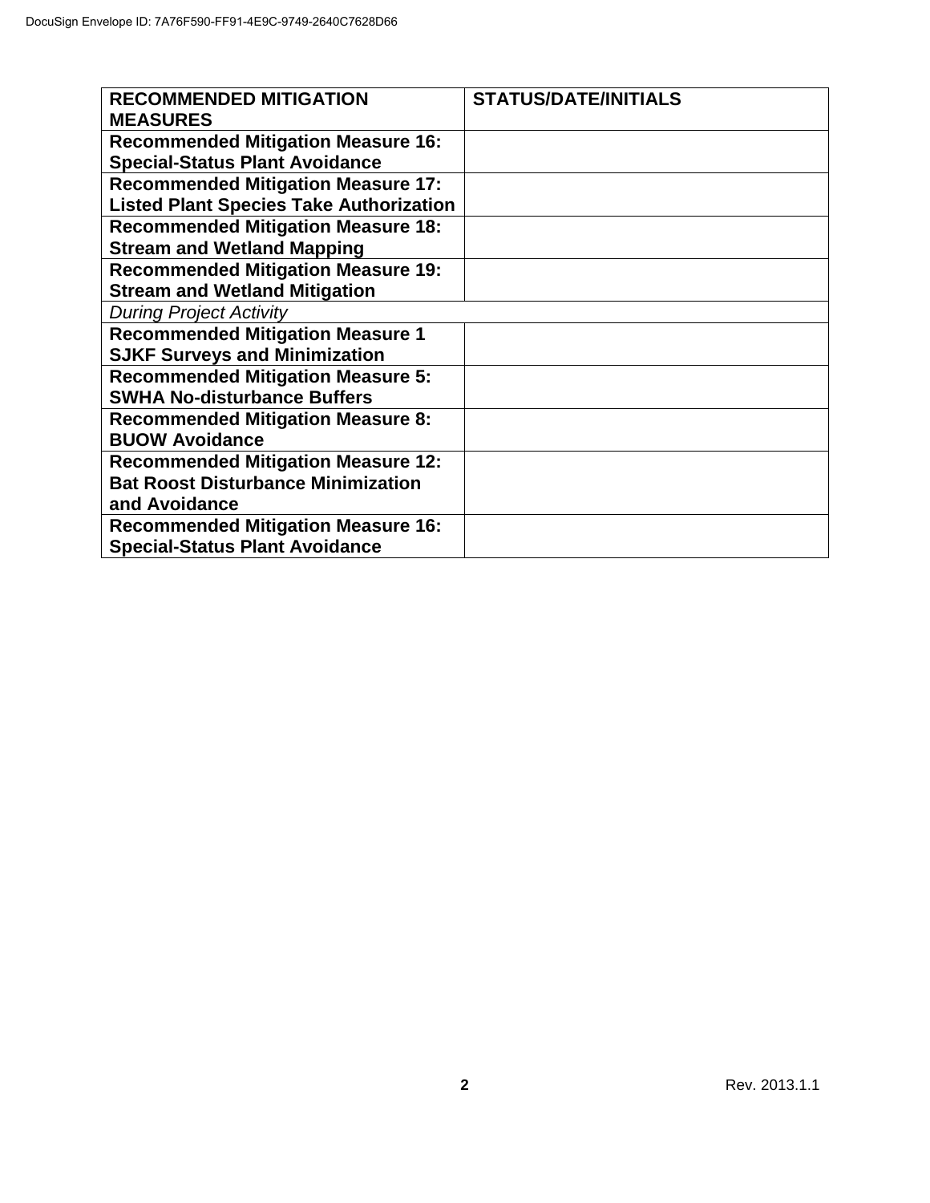| **RECOMMENDED MITIGATION MEASURES** | **STATUS/DATE/INITIALS** |
|---|---|
| **Recommended Mitigation Measure 16: Special-Status Plant Avoidance** | |
| **Recommended Mitigation Measure 17: Listed Plant Species Take Authorization** | |
| **Recommended Mitigation Measure 18: Stream and Wetland Mapping** | |
| **Recommended Mitigation Measure 19: Stream and Wetland Mitigation** | |
| *During Project Activity* | |
| **Recommended Mitigation Measure 1 SJKF Surveys and Minimization** | |
| **Recommended Mitigation Measure 5: SWHA No-disturbance Buffers** | |
| **Recommended Mitigation Measure 8: BUOW Avoidance** | |
| **Recommended Mitigation Measure 12: Bat Roost Disturbance Minimization and Avoidance** | |
| **Recommended Mitigation Measure 16: Special-Status Plant Avoidance** | |